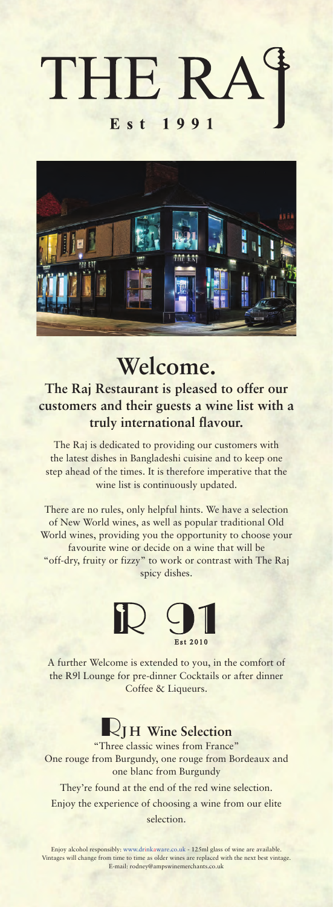# THE RAJ

**Est 1991**

# Welcome.

### The Raj Restaurant is pleased to offer our customers and their guests a wine list with a truly international flavour.

The Raj is dedicated to providing our customers with the latest dishes in Bangladeshi cuisine and to keep one step ahead of the times. It is therefore imperative that the wine list is continuously updated.

There are no rules, only helpful hints. We have a selection of New World wines, as well as popular traditional Old World wines, providing you the opportunity to choose your favourite wine or decide on a wine that will be "off-dry, fruity or fizzy" to work or contrast with The Raj spicy dishes.

**R 91**
Est 2010

A further Welcome is extended to you, in the comfort of the R9l Lounge for pre-dinner Cocktails or after dinner Coffee & Liqueurs.

## RJH Wine Selection

"Three classic wines from France"
One rouge from Burgundy, one rouge from Bordeaux and one blanc from Burgundy

They're found at the end of the red wine selection.

Enjoy the experience of choosing a wine from our elite selection.

Enjoy alcohol responsibly: www.drinkaware.co.uk - 125ml glass of wine are available.
Vintages will change from time to time as older wines are replaced with the next best vintage.
E-mail: rodney@ampswinemerchants.co.uk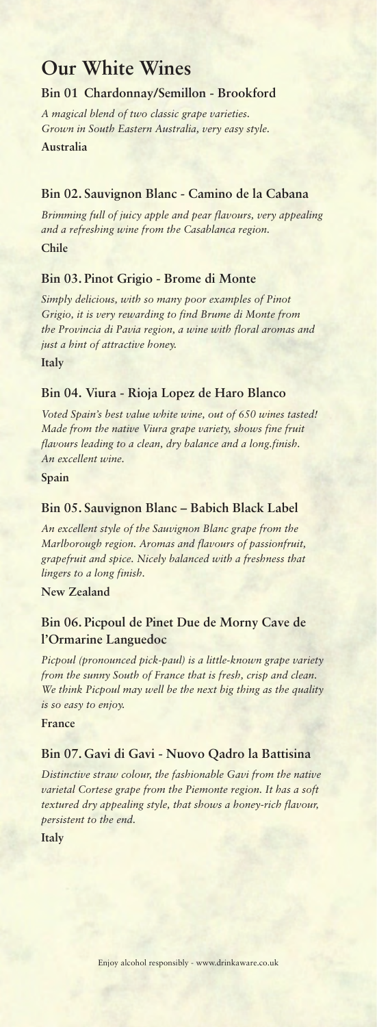# Our White Wines

### Bin 01 Chardonnay/Semillon - Brookford

*A magical blend of two classic grape varieties. Grown in South Eastern Australia, very easy style.*

**Australia**

### Bin 02. Sauvignon Blanc - Camino de la Cabana

*Brimming full of juicy apple and pear flavours, very appealing and a refreshing wine from the Casablanca region.*

**Chile**

### Bin 03. Pinot Grigio - Brome di Monte

*Simply delicious, with so many poor examples of Pinot Grigio, it is very rewarding to find Brume di Monte from the Provincia di Pavia region, a wine with floral aromas and just a hint of attractive honey.*

**Italy**

### Bin 04. Viura - Rioja Lopez de Haro Blanco

*Voted Spain's best value white wine, out of 650 wines tasted! Made from the native Viura grape variety, shows fine fruit flavours leading to a clean, dry balance and a long.finish. An excellent wine.*

**Spain**

### Bin 05. Sauvignon Blanc – Babich Black Label

*An excellent style of the Sauvignon Blanc grape from the Marlborough region. Aromas and flavours of passionfruit, grapefruit and spice. Nicely balanced with a freshness that lingers to a long finish.*

**New Zealand**

### Bin 06. Picpoul de Pinet Due de Morny Cave de l'Ormarine Languedoc

*Picpoul (pronounced pick-paul) is a little-known grape variety from the sunny South of France that is fresh, crisp and clean. We think Picpoul may well be the next big thing as the quality is so easy to enjoy.*

**France**

### Bin 07. Gavi di Gavi - Nuovo Qadro la Battisina

*Distinctive straw colour, the fashionable Gavi from the native varietal Cortese grape from the Piemonte region. It has a soft textured dry appealing style, that shows a honey-rich flavour, persistent to the end.*

**Italy**

Enjoy alcohol responsibly - www.drinkaware.co.uk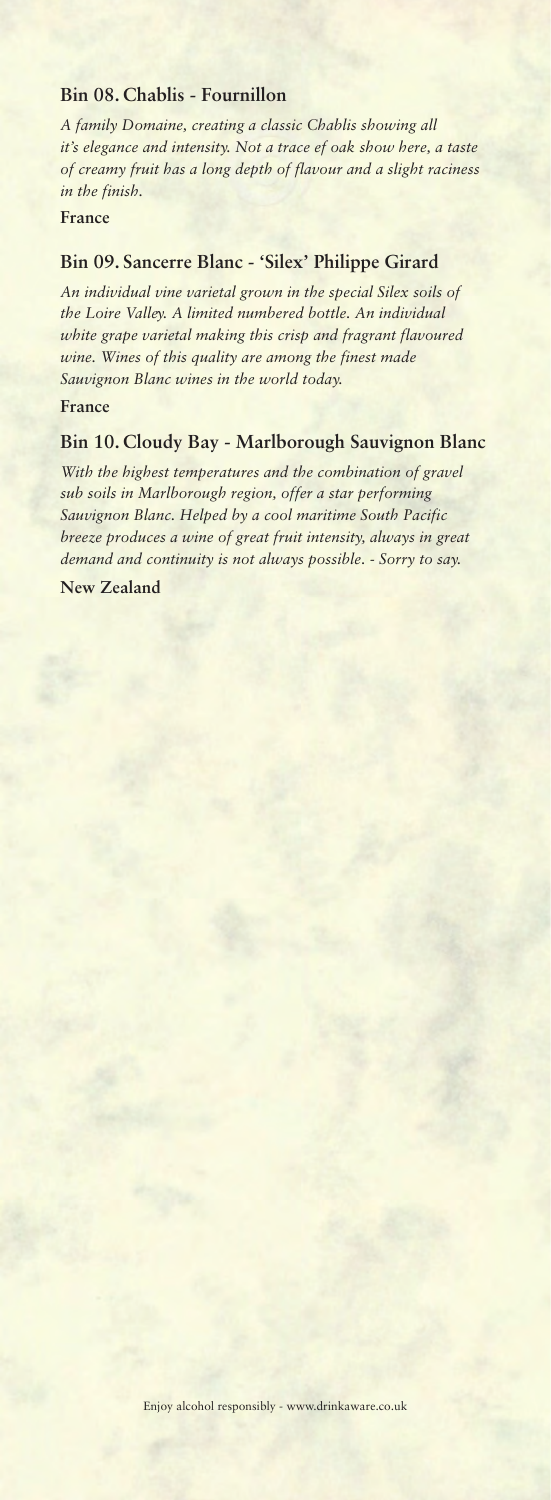### Bin 08. Chablis - Fournillon

*A family Domaine, creating a classic Chablis showing all it's elegance and intensity. Not a trace of oak show here, a taste of creamy fruit has a long depth of flavour and a slight raciness in the finish.*

**France**

### Bin 09. Sancerre Blanc - 'Silex' Philippe Girard

*An individual vine varietal grown in the special Silex soils of the Loire Valley. A limited numbered bottle. An individual white grape varietal making this crisp and fragrant flavoured wine. Wines of this quality are among the finest made Sauvignon Blanc wines in the world today.*

**France**

### Bin 10. Cloudy Bay - Marlborough Sauvignon Blanc

*With the highest temperatures and the combination of gravel sub soils in Marlborough region, offer a star performing Sauvignon Blanc. Helped by a cool maritime South Pacific breeze produces a wine of great fruit intensity, always in great demand and continuity is not always possible. - Sorry to say.*

**New Zealand**

Enjoy alcohol responsibly - www.drinkaware.co.uk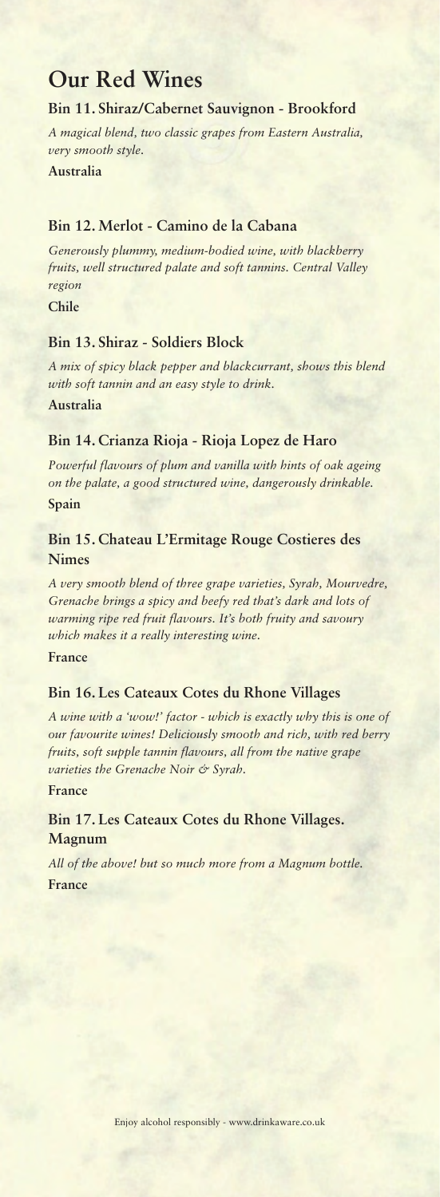# Our Red Wines

### Bin 11. Shiraz/Cabernet Sauvignon - Brookford

*A magical blend, two classic grapes from Eastern Australia, very smooth style.*

**Australia**

### Bin 12. Merlot - Camino de la Cabana

*Generously plummy, medium-bodied wine, with blackberry fruits, well structured palate and soft tannins. Central Valley region*

**Chile**

### Bin 13. Shiraz - Soldiers Block

*A mix of spicy black pepper and blackcurrant, shows this blend with soft tannin and an easy style to drink.*

**Australia**

### Bin 14. Crianza Rioja - Rioja Lopez de Haro

*Powerful flavours of plum and vanilla with hints of oak ageing on the palate, a good structured wine, dangerously drinkable.*

**Spain**

### Bin 15. Chateau L'Ermitage Rouge Costieres des Nimes

*A very smooth blend of three grape varieties, Syrah, Mourvedre, Grenache brings a spicy and beefy red that's dark and lots of warming ripe red fruit flavours. It's both fruity and savoury which makes it a really interesting wine.*

**France**

### Bin 16. Les Cateaux Cotes du Rhone Villages

*A wine with a 'wow!' factor - which is exactly why this is one of our favourite wines! Deliciously smooth and rich, with red berry fruits, soft supple tannin flavours, all from the native grape varieties the Grenache Noir & Syrah.*

**France**

### Bin 17. Les Cateaux Cotes du Rhone Villages. Magnum

*All of the above! but so much more from a Magnum bottle.*

**France**

Enjoy alcohol responsibly - www.drinkaware.co.uk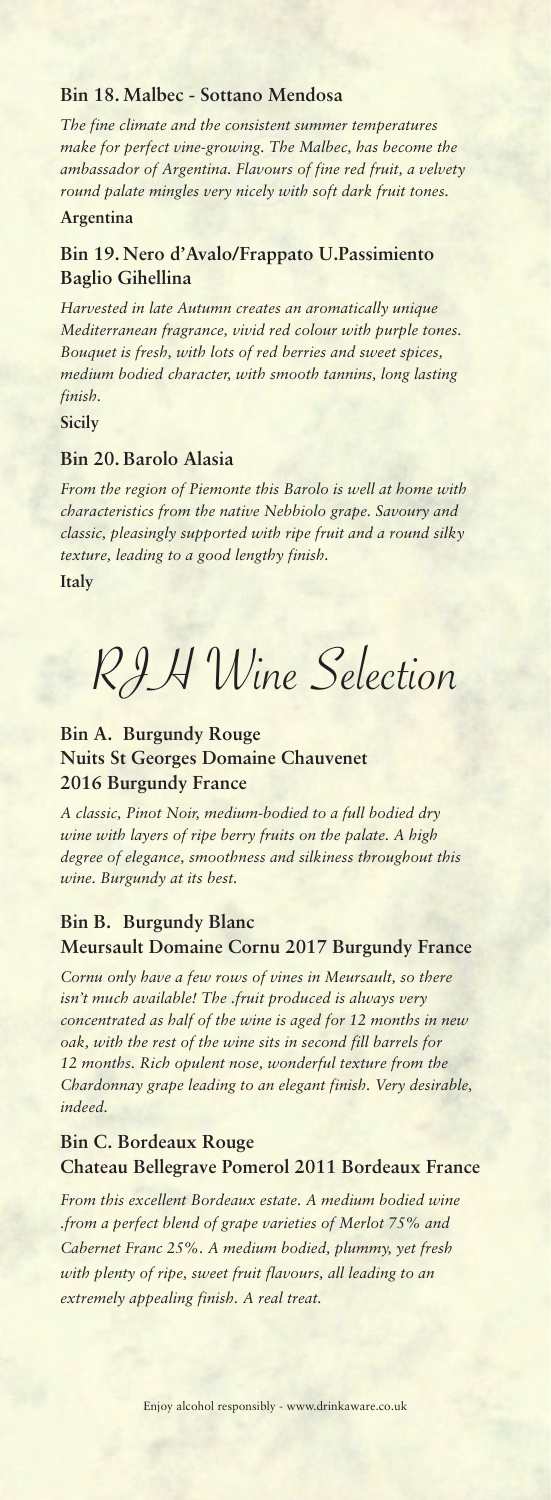### Bin 18. Malbec - Sottano Mendosa

*The fine climate and the consistent summer temperatures make for perfect vine-growing. The Malbec, has become the ambassador of Argentina. Flavours of fine red fruit, a velvety round palate mingles very nicely with soft dark fruit tones.*

**Argentina**

### Bin 19. Nero d'Avalo/Frappato U.Passimiento Baglio Gihellina

*Harvested in late Autumn creates an aromatically unique Mediterranean fragrance, vivid red colour with purple tones. Bouquet is fresh, with lots of red berries and sweet spices, medium bodied character, with smooth tannins, long lasting finish.*

**Sicily**

### Bin 20. Barolo Alasia

*From the region of Piemonte this Barolo is well at home with characteristics from the native Nebbiolo grape. Savoury and classic, pleasingly supported with ripe fruit and a round silky texture, leading to a good lengthy finish.*

**Italy**

# RJH Wine Selection

### Bin A. Burgundy Rouge
### Nuits St Georges Domaine Chauvenet 2016 Burgundy France

*A classic, Pinot Noir, medium-bodied to a full bodied dry wine with layers of ripe berry fruits on the palate. A high degree of elegance, smoothness and silkiness throughout this wine. Burgundy at its best.*

### Bin B. Burgundy Blanc
### Meursault Domaine Cornu 2017 Burgundy France

*Cornu only have a few rows of vines in Meursault, so there isn't much available! The .fruit produced is always very concentrated as half of the wine is aged for 12 months in new oak, with the rest of the wine sits in second fill barrels for 12 months. Rich opulent nose, wonderful texture from the Chardonnay grape leading to an elegant finish. Very desirable, indeed.*

### Bin C. Bordeaux Rouge
### Chateau Bellegrave Pomerol 2011 Bordeaux France

*From this excellent Bordeaux estate. A medium bodied wine .from a perfect blend of grape varieties of Merlot 75% and Cabernet Franc 25%. A medium bodied, plummy, yet fresh with plenty of ripe, sweet fruit flavours, all leading to an extremely appealing finish. A real treat.*

Enjoy alcohol responsibly - www.drinkaware.co.uk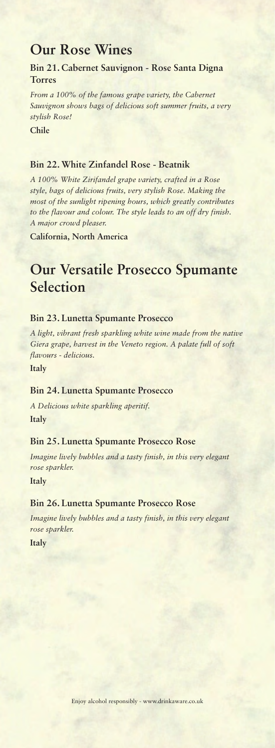## Our Rose Wines

### Bin 21. Cabernet Sauvignon - Rose Santa Digna Torres

*From a 100% of the famous grape variety, the Cabernet Sauvignon shows bags of delicious soft summer fruits, a very stylish Rose!*

**Chile**

### Bin 22. White Zinfandel Rose - Beatnik

*A 100% White Zirifandel grape variety, crafted in a Rose style, bags of delicious fruits, very stylish Rose. Making the most of the sunlight ripening hours, which greatly contributes to the flavour and colour. The style leads to an off dry finish. A major crowd pleaser.*

**California, North America**

## Our Versatile Prosecco Spumante Selection

### Bin 23. Lunetta Spumante Prosecco

*A light, vibrant fresh sparkling white wine made from the native Giera grape, harvest in the Veneto region. A palate full of soft flavours - delicious.*

**Italy**

### Bin 24. Lunetta Spumante Prosecco

*A Delicious white sparkling aperitif.*

**Italy**

### Bin 25. Lunetta Spumante Prosecco Rose

*Imagine lively bubbles and a tasty finish, in this very elegant rose sparkler.*

**Italy**

### Bin 26. Lunetta Spumante Prosecco Rose

*Imagine lively bubbles and a tasty finish, in this very elegant rose sparkler.*

**Italy**

Enjoy alcohol responsibly - www.drinkaware.co.uk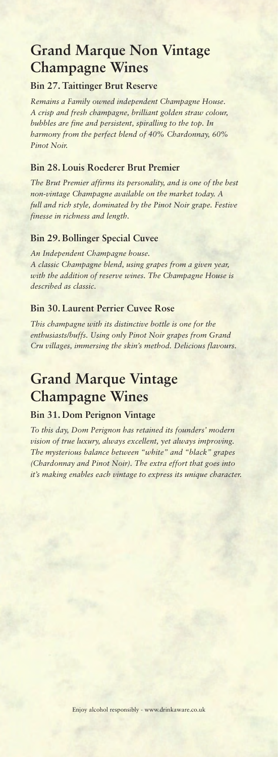# Grand Marque Non Vintage Champagne Wines

### Bin 27. Taittinger Brut Reserve

*Remains a Family owned independent Champagne House. A crisp and fresh champagne, brilliant golden straw colour, bubbles are fine and persistent, spiralling to the top. In harmony from the perfect blend of 40% Chardonnay, 60% Pinot Noir.*

### Bin 28. Louis Roederer Brut Premier

*The Brut Premier affirms its personality, and is one of the best non-vintage Champagne available on the market today. A full and rich style, dominated by the Pinot Noir grape. Festive finesse in richness and length.*

### Bin 29. Bollinger Special Cuvee

*An Independent Champagne house.*
*A classic Champagne blend, using grapes from a given year, with the addition of reserve wines. The Champagne House is described as classic.*

### Bin 30. Laurent Perrier Cuvee Rose

*This champagne with its distinctive bottle is one for the enthusiasts/buffs. Using only Pinot Noir grapes from Grand Cru villages, immersing the skin's method. Delicious flavours.*

# Grand Marque Vintage Champagne Wines

### Bin 31. Dom Perignon Vintage

*To this day, Dom Perignon has retained its founders' modern vision of true luxury, always excellent, yet always improving. The mysterious balance between "white" and "black" grapes (Chardonnay and Pinot Noir). The extra effort that goes into it's making enables each vintage to express its unique character.*

Enjoy alcohol responsibly - www.drinkaware.co.uk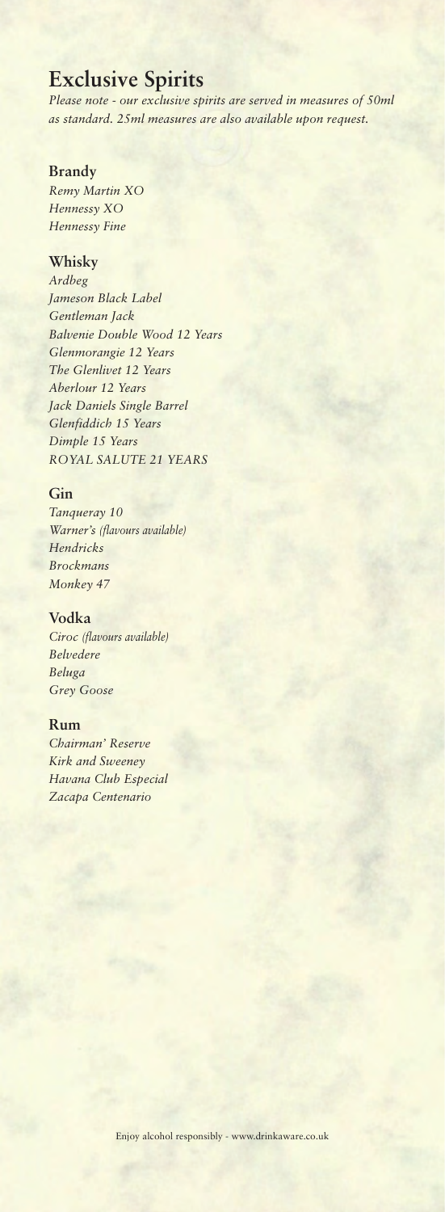# Exclusive Spirits

*Please note - our exclusive spirits are served in measures of 50ml as standard. 25ml measures are also available upon request.*

## Brandy

*Remy Martin XO*
*Hennessy XO*
*Hennessy Fine*

## Whisky

*Ardbeg*
*Jameson Black Label*
*Gentleman Jack*
*Balvenie Double Wood 12 Years*
*Glenmorangie 12 Years*
*The Glenlivet 12 Years*
*Aberlour 12 Years*
*Jack Daniels Single Barrel*
*Glenfiddich 15 Years*
*Dimple 15 Years*
*ROYAL SALUTE 21 YEARS*

## Gin

*Tanqueray 10*
*Warner's (flavours available)*
*Hendricks*
*Brockmans*
*Monkey 47*

## Vodka

*Ciroc (flavours available)*
*Belvedere*
*Beluga*
*Grey Goose*

## Rum

*Chairman' Reserve*
*Kirk and Sweeney*
*Havana Club Especial*
*Zacapa Centenario*

Enjoy alcohol responsibly - www.drinkaware.co.uk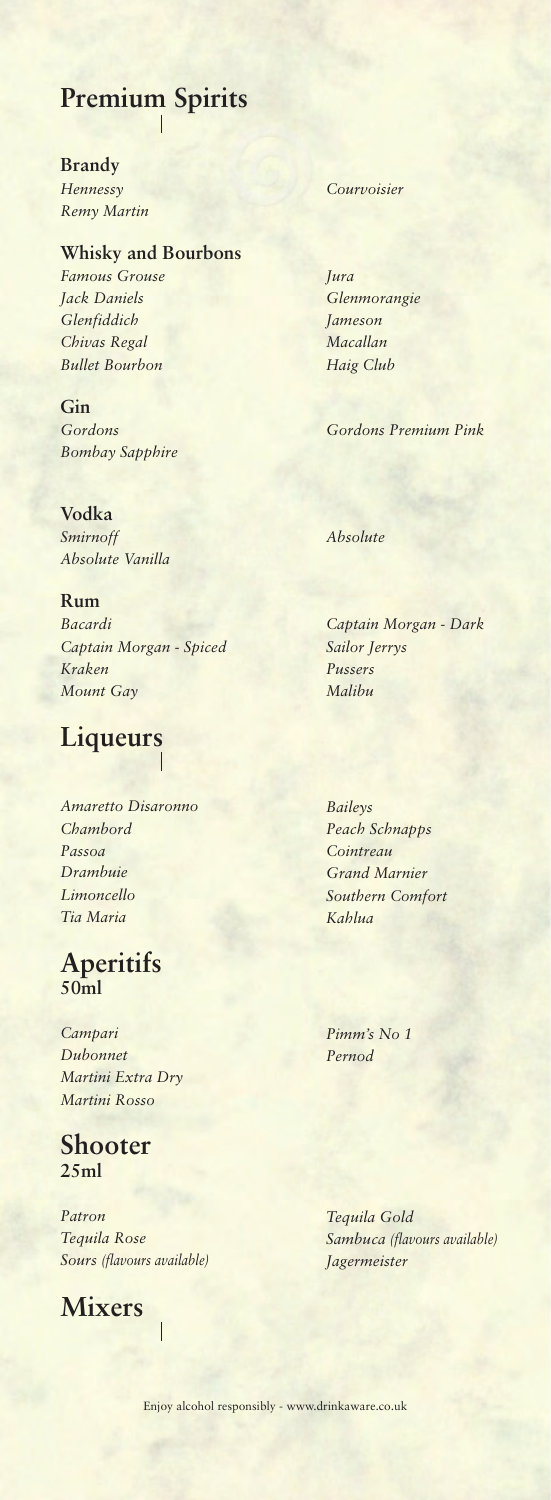# Premium Spirits

## Brandy

*Hennessy*
*Remy Martin*
*Courvoisier*

## Whisky and Bourbons

*Famous Grouse*
*Jack Daniels*
*Glenfiddich*
*Chivas Regal*
*Bullet Bourbon*
*Jura*
*Glenmorangie*
*Jameson*
*Macallan*
*Haig Club*

## Gin

*Gordons*
*Bombay Sapphire*
*Gordons Premium Pink*

## Vodka

*Smirnoff*
*Absolute Vanilla*
*Absolute*

## Rum

*Bacardi*
*Captain Morgan - Spiced*
*Kraken*
*Mount Gay*
*Captain Morgan - Dark*
*Sailor Jerrys*
*Pussers*
*Malibu*

# Liqueurs

*Amaretto Disaronno*
*Chambord*
*Passoa*
*Drambuie*
*Limoncello*
*Tia Maria*
*Baileys*
*Peach Schnapps*
*Cointreau*
*Grand Marnier*
*Southern Comfort*
*Kahlua*

# Aperitifs
**50ml**

*Campari*
*Dubonnet*
*Martini Extra Dry*
*Martini Rosso*
*Pimm's No 1*
*Pernod*

# Shooter
**25ml**

*Patron*
*Tequila Rose*
*Sours (flavours available)*
*Tequila Gold*
*Sambuca (flavours available)*
*Jagermeister*

# Mixers

Enjoy alcohol responsibly - www.drinkaware.co.uk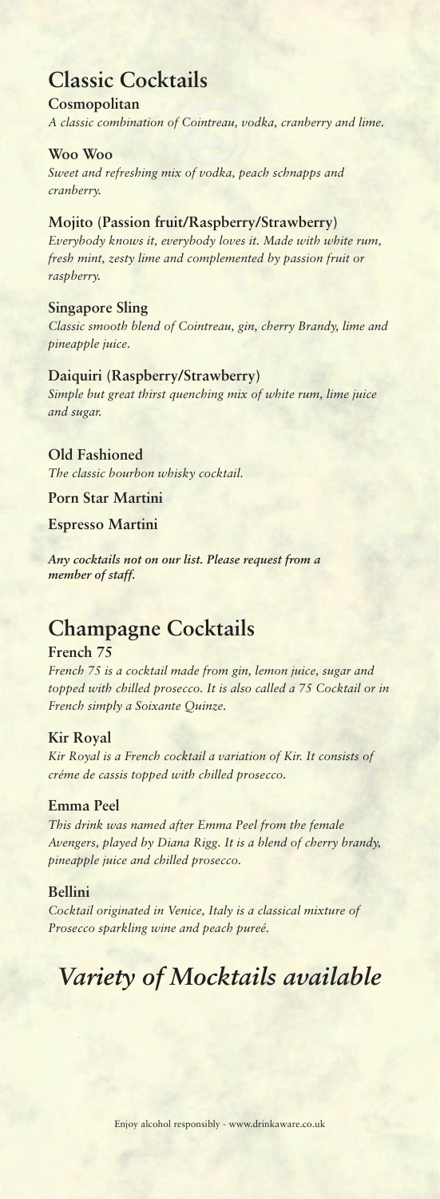## Classic Cocktails

**Cosmopolitan**
*A classic combination of Cointreau, vodka, cranberry and lime.*

**Woo Woo**
*Sweet and refreshing mix of vodka, peach schnapps and cranberry.*

**Mojito (Passion fruit/Raspberry/Strawberry)**
*Everybody knows it, everybody loves it. Made with white rum, fresh mint, zesty lime and complemented by passion fruit or raspberry.*

**Singapore Sling**
*Classic smooth blend of Cointreau, gin, cherry Brandy, lime and pineapple juice.*

**Daiquiri (Raspberry/Strawberry)**
*Simple but great thirst quenching mix of white rum, lime juice and sugar.*

**Old Fashioned**
*The classic bourbon whisky cocktail.*

**Porn Star Martini**

**Espresso Martini**

***Any cocktails not on our list. Please request from a member of staff.***

## Champagne Cocktails

**French 75**
*French 75 is a cocktail made from gin, lemon juice, sugar and topped with chilled prosecco. It is also called a 75 Cocktail or in French simply a Soixante Quinze.*

**Kir Royal**
*Kir Royal is a French cocktail a variation of Kir. It consists of créme de cassis topped with chilled prosecco.*

**Emma Peel**
*This drink was named after Emma Peel from the female Avengers, played by Diana Rigg. It is a blend of cherry brandy, pineapple juice and chilled prosecco.*

**Bellini**
*Cocktail originated in Venice, Italy is a classical mixture of Prosecco sparkling wine and peach pureé.*

# *Variety of Mocktails available*

Enjoy alcohol responsibly - www.drinkaware.co.uk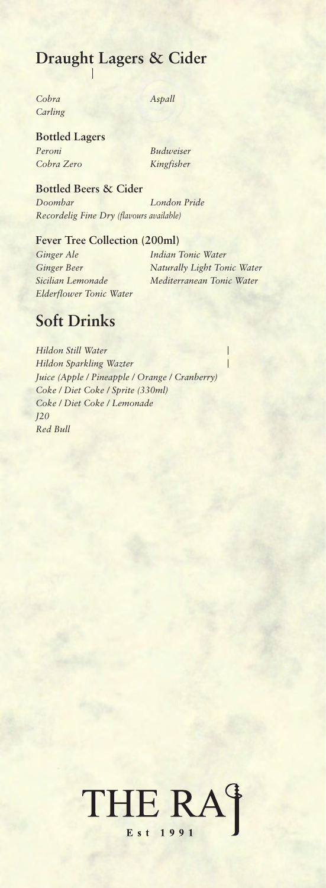## Draught Lagers & Cider

*Cobra*
*Carling*
*Aspall*

### Bottled Lagers

*Peroni*
*Cobra Zero*
*Budweiser*
*Kingfisher*

### Bottled Beers & Cider

*Doombar*
*London Pride*
*Recordelig Fine Dry (flavours available)*

### Fever Tree Collection (200ml)

*Ginger Ale*
*Ginger Beer*
*Sicilian Lemonade*
*Elderflower Tonic Water*
*Indian Tonic Water*
*Naturally Light Tonic Water*
*Mediterranean Tonic Water*

## Soft Drinks

*Hildon Still Water*
*Hildon Sparkling Wazter*
*Juice (Apple / Pineapple / Orange / Cranberry)*
*Coke / Diet Coke / Sprite (330ml)*
*Coke / Diet Coke / Lemonade*
*J20*
*Red Bull*

THE RAJ
Est 1991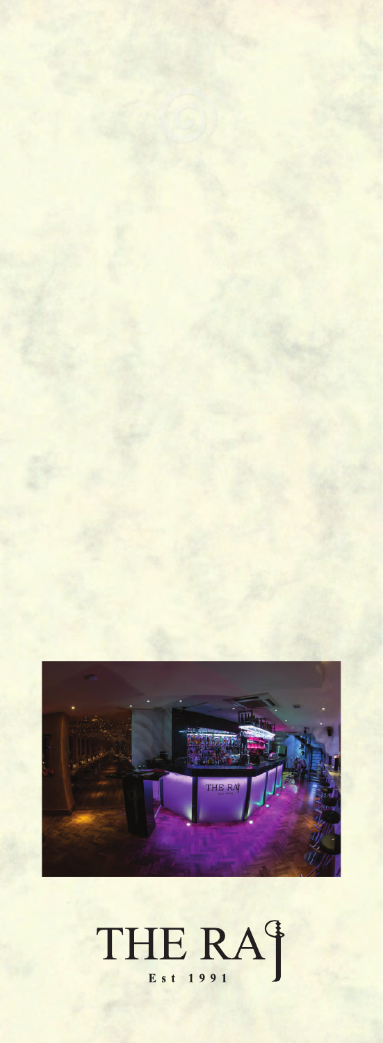# THE RAJ

Est 1991